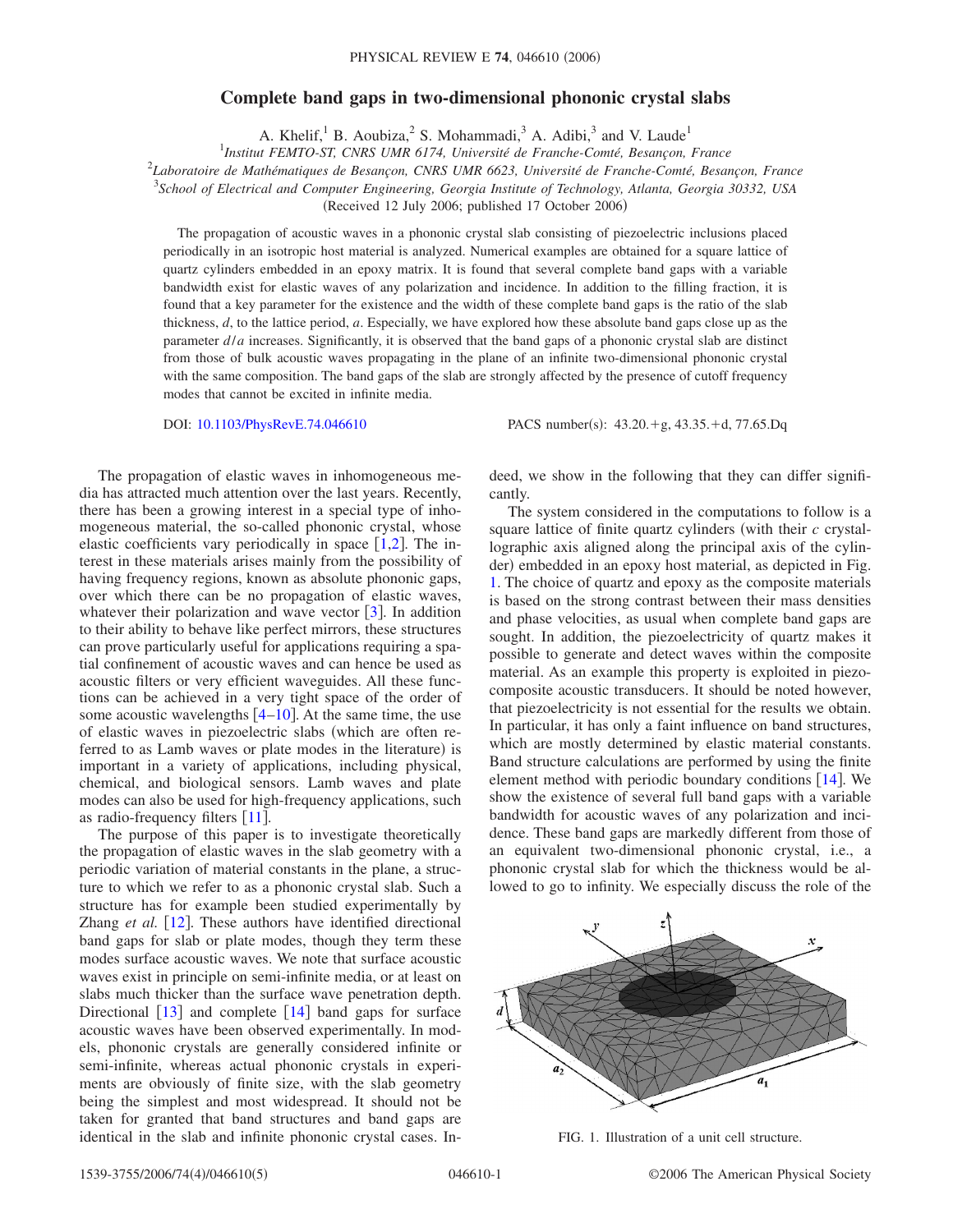# Complete band gaps in two-dimensional phononic crystal slabs

A. Khelif,[1] B. Aoubiza,[2] S. Mohammadi,[3] A. Adibi,[3] and V. Laude[1]

[1]*Institut FEMTO-ST, CNRS UMR 6174, Université de Franche-Comté, Besançon, France*

[2]*Laboratoire de Mathématiques de Besançon, CNRS UMR 6623, Université de Franche-Comté, Besançon, France*

[3]*School of Electrical and Computer Engineering, Georgia Institute of Technology, Atlanta, Georgia 30332, USA*

(Received 12 July 2006; published 17 October 2006)

The propagation of acoustic waves in a phononic crystal slab consisting of piezoelectric inclusions placed periodically in an isotropic host material is analyzed. Numerical examples are obtained for a square lattice of quartz cylinders embedded in an epoxy matrix. It is found that several complete band gaps with a variable bandwidth exist for elastic waves of any polarization and incidence. In addition to the filling fraction, it is found that a key parameter for the existence and the width of these complete band gaps is the ratio of the slab thickness, $d$, to the lattice period, $a$. Especially, we have explored how these absolute band gaps close up as the parameter $d/a$ increases. Significantly, it is observed that the band gaps of a phononic crystal slab are distinct from those of bulk acoustic waves propagating in the plane of an infinite two-dimensional phononic crystal with the same composition. The band gaps of the slab are strongly affected by the presence of cutoff frequency modes that cannot be excited in infinite media.

DOI: 10.1103/PhysRevE.74.046610 PACS number(s): 43.20.+g, 43.35.+d, 77.65.Dq

The propagation of elastic waves in inhomogeneous media has attracted much attention over the last years. Recently, there has been a growing interest in a special type of inhomogeneous material, the so-called phononic crystal, whose elastic coefficients vary periodically in space [1,2]. The interest in these materials arises mainly from the possibility of having frequency regions, known as absolute phononic gaps, over which there can be no propagation of elastic waves, whatever their polarization and wave vector [3]. In addition to their ability to behave like perfect mirrors, these structures can prove particularly useful for applications requiring a spatial confinement of acoustic waves and can hence be used as acoustic filters or very efficient waveguides. All these functions can be achieved in a very tight space of the order of some acoustic wavelengths [4–10]. At the same time, the use of elastic waves in piezoelectric slabs (which are often referred to as Lamb waves or plate modes in the literature) is important in a variety of applications, including physical, chemical, and biological sensors. Lamb waves and plate modes can also be used for high-frequency applications, such as radio-frequency filters [11].

The purpose of this paper is to investigate theoretically the propagation of elastic waves in the slab geometry with a periodic variation of material constants in the plane, a structure to which we refer to as a phononic crystal slab. Such a structure has for example been studied experimentally by Zhang *et al.* [12]. These authors have identified directional band gaps for slab or plate modes, though they term these modes surface acoustic waves. We note that surface acoustic waves exist in principle on semi-infinite media, or at least on slabs much thicker than the surface wave penetration depth. Directional [13] and complete [14] band gaps for surface acoustic waves have been observed experimentally. In models, phononic crystals are generally considered infinite or semi-infinite, whereas actual phononic crystals in experiments are obviously of finite size, with the slab geometry being the simplest and most widespread. It should not be taken for granted that band structures and band gaps are identical in the slab and infinite phononic crystal cases. Indeed, we show in the following that they can differ significantly.

The system considered in the computations to follow is a square lattice of finite quartz cylinders (with their $c$ crystallographic axis aligned along the principal axis of the cylinder) embedded in an epoxy host material, as depicted in Fig. 1. The choice of quartz and epoxy as the composite materials is based on the strong contrast between their mass densities and phase velocities, as usual when complete band gaps are sought. In addition, the piezoelectricity of quartz makes it possible to generate and detect waves within the composite material. As an example this property is exploited in piezocomposite acoustic transducers. It should be noted however, that piezoelectricity is not essential for the results we obtain. In particular, it has only a faint influence on band structures, which are mostly determined by elastic material constants. Band structure calculations are performed by using the finite element method with periodic boundary conditions [14]. We show the existence of several full band gaps with a variable bandwidth for acoustic waves of any polarization and incidence. These band gaps are markedly different from those of an equivalent two-dimensional phononic crystal, i.e., a phononic crystal slab for which the thickness would be allowed to go to infinity. We especially discuss the role of the

FIG. 1. Illustration of a unit cell structure.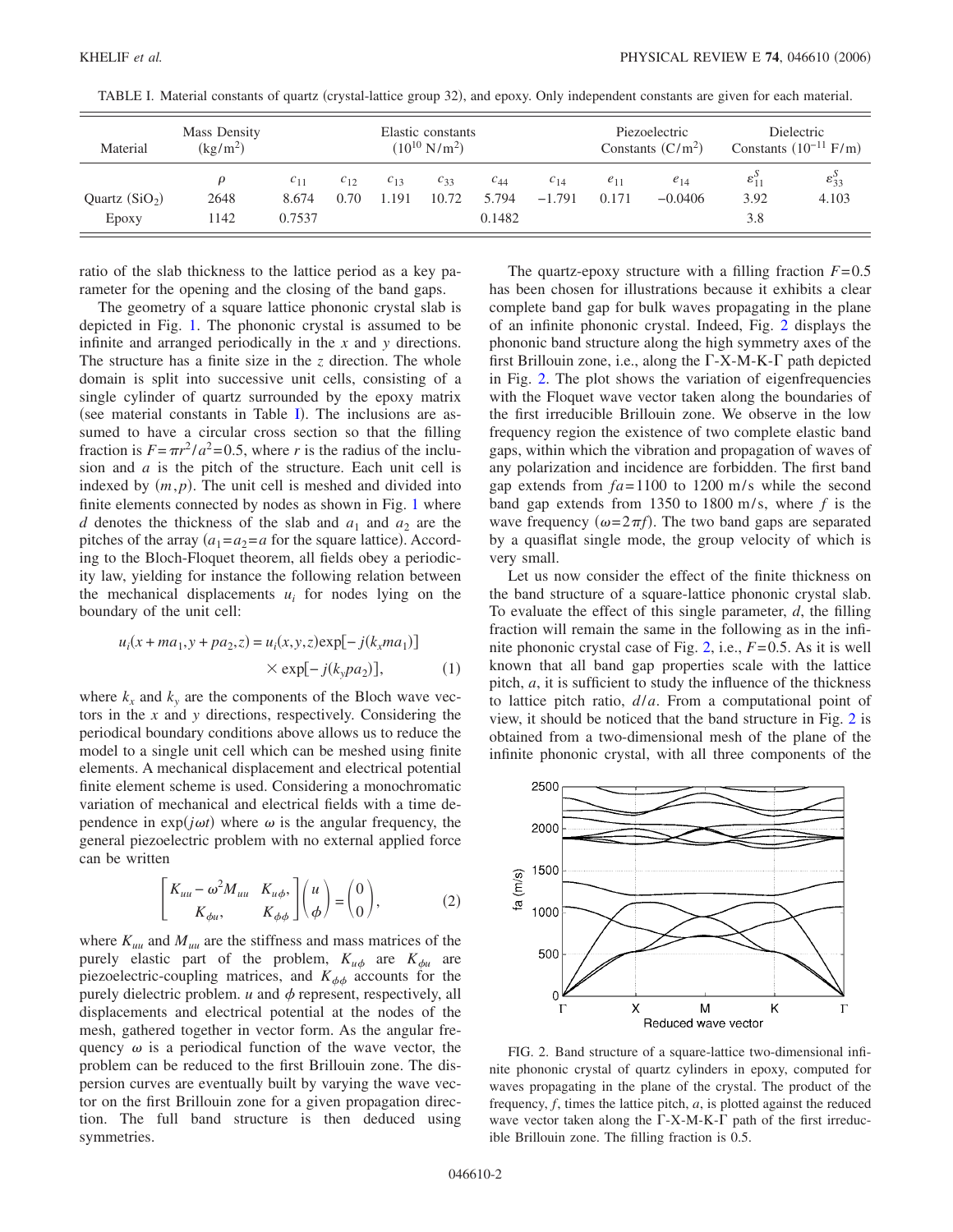TABLE I. Material constants of quartz (crystal-lattice group 32), and epoxy. Only independent constants are given for each material.

| Material | Mass Density ($kg/m^2$) | Elastic constants ($10^{10}$ $N/m^2$) | | | | | | Piezoelectric Constants ($C/m^2$) | | Dielectric Constants ($10^{-11}$ F/m) | |
|---|---|---|---|---|---|---|---|---|---|---|---|
| | $\rho$ | $c_{11}$ | $c_{12}$ | $c_{13}$ | $c_{33}$ | $c_{44}$ | $c_{14}$ | $e_{11}$ | $e_{14}$ | $\varepsilon_{11}^S$ | $\varepsilon_{33}^S$ |
| Quartz ($SiO_2$) | 2648 | 8.674 | 0.70 | 1.191 | 10.72 | 5.794 | −1.791 | 0.171 | −0.0406 | 3.92 | 4.103 |
| Epoxy | 1142 | 0.7537 | | | | 0.1482 | | | | 3.8 | |

ratio of the slab thickness to the lattice period as a key parameter for the opening and the closing of the band gaps.

The geometry of a square lattice phononic crystal slab is depicted in Fig. 1. The phononic crystal is assumed to be infinite and arranged periodically in the $x$ and $y$ directions. The structure has a finite size in the $z$ direction. The whole domain is split into successive unit cells, consisting of a single cylinder of quartz surrounded by the epoxy matrix (see material constants in Table I). The inclusions are assumed to have a circular cross section so that the filling fraction is $F=\pi r^2/a^2=0.5$, where $r$ is the radius of the inclusion and $a$ is the pitch of the structure. Each unit cell is indexed by $(m,p)$. The unit cell is meshed and divided into finite elements connected by nodes as shown in Fig. 1 where $d$ denotes the thickness of the slab and $a_1$ and $a_2$ are the pitches of the array ($a_1=a_2=a$ for the square lattice). According to the Bloch-Floquet theorem, all fields obey a periodicity law, yielding for instance the following relation between the mechanical displacements $u_i$ for nodes lying on the boundary of the unit cell:

$$u_i(x+ma_1,y+pa_2,z)=u_i(x,y,z)\exp[-j(k_x m a_1)] \times \exp[-j(k_y p a_2)], \qquad (1)$$

where $k_x$ and $k_y$ are the components of the Bloch wave vectors in the $x$ and $y$ directions, respectively. Considering the periodical boundary conditions above allows us to reduce the model to a single unit cell which can be meshed using finite elements. A mechanical displacement and electrical potential finite element scheme is used. Considering a monochromatic variation of mechanical and electrical fields with a time dependence in $\exp(j\omega t)$ where $\omega$ is the angular frequency, the general piezoelectric problem with no external applied force can be written

$$\begin{bmatrix} K_{uu}-\omega^2 M_{uu} & K_{u\phi}, \\ K_{\phi u}, & K_{\phi\phi} \end{bmatrix}\begin{pmatrix} u \\ \phi \end{pmatrix}=\begin{pmatrix} 0 \\ 0 \end{pmatrix}, \qquad (2)$$

where $K_{uu}$ and $M_{uu}$ are the stiffness and mass matrices of the purely elastic part of the problem, $K_{u\phi}$ are $K_{\phi u}$ are piezoelectric-coupling matrices, and $K_{\phi\phi}$ accounts for the purely dielectric problem. $u$ and $\phi$ represent, respectively, all displacements and electrical potential at the nodes of the mesh, gathered together in vector form. As the angular frequency $\omega$ is a periodical function of the wave vector, the problem can be reduced to the first Brillouin zone. The dispersion curves are eventually built by varying the wave vector on the first Brillouin zone for a given propagation direction. The full band structure is then deduced using symmetries.

The quartz-epoxy structure with a filling fraction $F=0.5$ has been chosen for illustrations because it exhibits a clear complete band gap for bulk waves propagating in the plane of an infinite phononic crystal. Indeed, Fig. 2 displays the phononic band structure along the high symmetry axes of the first Brillouin zone, i.e., along the Γ-X-M-K-Γ path depicted in Fig. 2. The plot shows the variation of eigenfrequencies with the Floquet wave vector taken along the boundaries of the first irreducible Brillouin zone. We observe in the low frequency region the existence of two complete elastic band gaps, within which the vibration and propagation of waves of any polarization and incidence are forbidden. The first band gap extends from $fa=1100$ to 1200 m/s while the second band gap extends from 1350 to 1800 m/s, where $f$ is the wave frequency ($\omega=2\pi f$). The two band gaps are separated by a quasiflat single mode, the group velocity of which is very small.

Let us now consider the effect of the finite thickness on the band structure of a square-lattice phononic crystal slab. To evaluate the effect of this single parameter, $d$, the filling fraction will remain the same in the following as in the infinite phononic crystal case of Fig. 2, i.e., $F=0.5$. As it is well known that all band gap properties scale with the lattice pitch, $a$, it is sufficient to study the influence of the thickness to lattice pitch ratio, $d/a$. From a computational point of view, it should be noticed that the band structure in Fig. 2 is obtained from a two-dimensional mesh of the plane of the infinite phononic crystal, with all three components of the

FIG. 2. Band structure of a square-lattice two-dimensional infinite phononic crystal of quartz cylinders in epoxy, computed for waves propagating in the plane of the crystal. The product of the frequency, $f$, times the lattice pitch, $a$, is plotted against the reduced wave vector taken along the Γ-X-M-K-Γ path of the first irreducible Brillouin zone. The filling fraction is 0.5.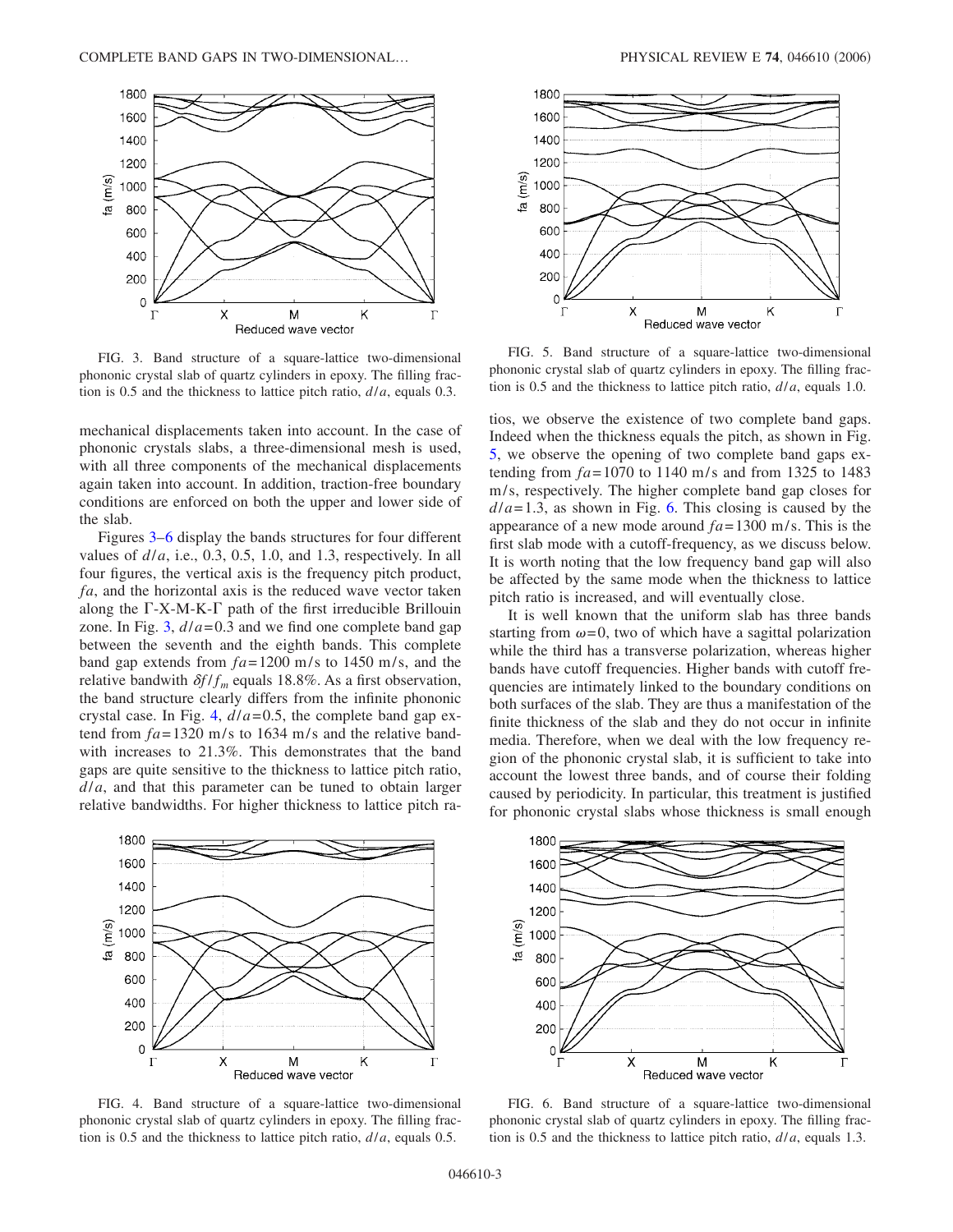FIG. 3. Band structure of a square-lattice two-dimensional phononic crystal slab of quartz cylinders in epoxy. The filling fraction is 0.5 and the thickness to lattice pitch ratio, $d/a$, equals 0.3.

mechanical displacements taken into account. In the case of phononic crystals slabs, a three-dimensional mesh is used, with all three components of the mechanical displacements again taken into account. In addition, traction-free boundary conditions are enforced on both the upper and lower side of the slab.

Figures 3–6 display the bands structures for four different values of $d/a$, i.e., 0.3, 0.5, 1.0, and 1.3, respectively. In all four figures, the vertical axis is the frequency pitch product, $fa$, and the horizontal axis is the reduced wave vector taken along the $\Gamma$-X-M-K-$\Gamma$ path of the first irreducible Brillouin zone. In Fig. 3, $d/a=0.3$ and we find one complete band gap between the seventh and the eighth bands. This complete band gap extends from $fa=1200$ m/s to 1450 m/s, and the relative bandwidth $\delta f/f_m$ equals 18.8%. As a first observation, the band structure clearly differs from the infinite phononic crystal case. In Fig. 4, $d/a=0.5$, the complete band gap extend from $fa=1320$ m/s to 1634 m/s and the relative bandwith increases to 21.3%. This demonstrates that the band gaps are quite sensitive to the thickness to lattice pitch ratio, $d/a$, and that this parameter can be tuned to obtain larger relative bandwidths. For higher thickness to lattice pitch ratios, we observe the existence of two complete band gaps. Indeed when the thickness equals the pitch, as shown in Fig. 5, we observe the opening of two complete band gaps extending from $fa=1070$ to 1140 m/s and from 1325 to 1483 m/s, respectively. The higher complete band gap closes for $d/a=1.3$, as shown in Fig. 6. This closing is caused by the appearance of a new mode around $fa=1300$ m/s. This is the first slab mode with a cutoff-frequency, as we discuss below. It is worth noting that the low frequency band gap will also be affected by the same mode when the thickness to lattice pitch ratio is increased, and will eventually close.

FIG. 4. Band structure of a square-lattice two-dimensional phononic crystal slab of quartz cylinders in epoxy. The filling fraction is 0.5 and the thickness to lattice pitch ratio, $d/a$, equals 0.5.

FIG. 5. Band structure of a square-lattice two-dimensional phononic crystal slab of quartz cylinders in epoxy. The filling fraction is 0.5 and the thickness to lattice pitch ratio, $d/a$, equals 1.0.

It is well known that the uniform slab has three bands starting from $\omega=0$, two of which have a sagittal polarization while the third has a transverse polarization, whereas higher bands have cutoff frequencies. Higher bands with cutoff frequencies are intimately linked to the boundary conditions on both surfaces of the slab. They are thus a manifestation of the finite thickness of the slab and they do not occur in infinite media. Therefore, when we deal with the low frequency region of the phononic crystal slab, it is sufficient to take into account the lowest three bands, and of course their folding caused by periodicity. In particular, this treatment is justified for phononic crystal slabs whose thickness is small enough

FIG. 6. Band structure of a square-lattice two-dimensional phononic crystal slab of quartz cylinders in epoxy. The filling fraction is 0.5 and the thickness to lattice pitch ratio, $d/a$, equals 1.3.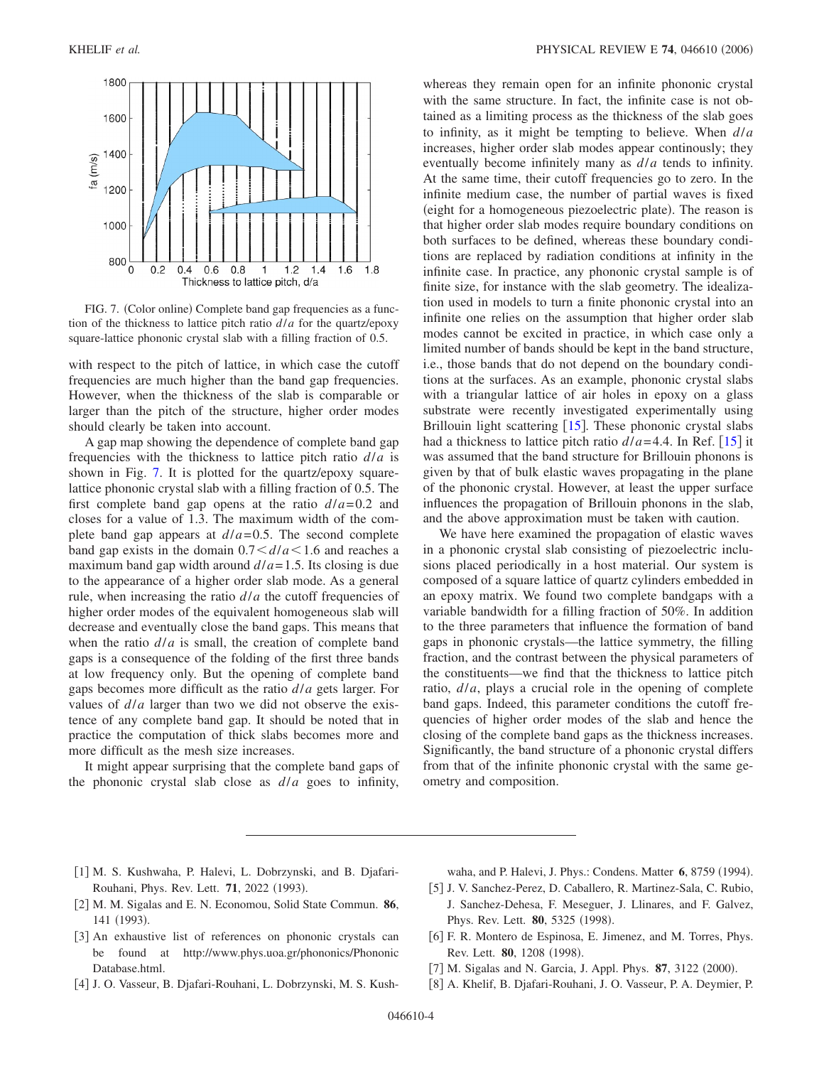1800
1600
1400
1200
1000
800
fa (m/s)
0 0.2 0.4 0.6 0.8 1 1.2 1.4 1.6 1.8
Thickness to lattice pitch, d/a

FIG. 7. (Color online) Complete band gap frequencies as a function of the thickness to lattice pitch ratio $d/a$ for the quartz/epoxy square-lattice phononic crystal slab with a filling fraction of 0.5.

with respect to the pitch of lattice, in which case the cutoff frequencies are much higher than the band gap frequencies. However, when the thickness of the slab is comparable or larger than the pitch of the structure, higher order modes should clearly be taken into account.

A gap map showing the dependence of complete band gap frequencies with the thickness to lattice pitch ratio $d/a$ is shown in Fig. 7. It is plotted for the quartz/epoxy square-lattice phononic crystal slab with a filling fraction of 0.5. The first complete band gap opens at the ratio $d/a=0.2$ and closes for a value of 1.3. The maximum width of the complete band gap appears at $d/a=0.5$. The second complete band gap exists in the domain $0.7<d/a<1.6$ and reaches a maximum band gap width around $d/a=1.5$. Its closing is due to the appearance of a higher order slab mode. As a general rule, when increasing the ratio $d/a$ the cutoff frequencies of higher order modes of the equivalent homogeneous slab will decrease and eventually close the band gaps. This means that when the ratio $d/a$ is small, the creation of complete band gaps is a consequence of the folding of the first three bands at low frequency only. But the opening of complete band gaps becomes more difficult as the ratio $d/a$ gets larger. For values of $d/a$ larger than two we did not observe the existence of any complete band gap. It should be noted that in practice the computation of thick slabs becomes more and more difficult as the mesh size increases.

It might appear surprising that the complete band gaps of the phononic crystal slab close as $d/a$ goes to infinity, whereas they remain open for an infinite phononic crystal with the same structure. In fact, the infinite case is not obtained as a limiting process as the thickness of the slab goes to infinity, as it might be tempting to believe. When $d/a$ increases, higher order slab modes appear continously; they eventually become infinitely many as $d/a$ tends to infinity. At the same time, their cutoff frequencies go to zero. In the infinite medium case, the number of partial waves is fixed (eight for a homogeneous piezoelectric plate). The reason is that higher order slab modes require boundary conditions on both surfaces to be defined, whereas these boundary conditions are replaced by radiation conditions at infinity in the infinite case. In practice, any phononic crystal sample is of finite size, for instance with the slab geometry. The idealization used in models to turn a finite phononic crystal into an infinite one relies on the assumption that higher order slab modes cannot be excited in practice, in which case only a limited number of bands should be kept in the band structure, i.e., those bands that do not depend on the boundary conditions at the surfaces. As an example, phononic crystal slabs with a triangular lattice of air holes in epoxy on a glass substrate were recently investigated experimentally using Brillouin light scattering [15]. These phononic crystal slabs had a thickness to lattice pitch ratio $d/a=4.4$. In Ref. [15] it was assumed that the band structure for Brillouin phonons is given by that of bulk elastic waves propagating in the plane of the phononic crystal. However, at least the upper surface influences the propagation of Brillouin phonons in the slab, and the above approximation must be taken with caution.

We have here examined the propagation of elastic waves in a phononic crystal slab consisting of piezoelectric inclusions placed periodically in a host material. Our system is composed of a square lattice of quartz cylinders embedded in an epoxy matrix. We found two complete bandgaps with a variable bandwidth for a filling fraction of 50%. In addition to the three parameters that influence the formation of band gaps in phononic crystals—the lattice symmetry, the filling fraction, and the contrast between the physical parameters of the constituents—we find that the thickness to lattice pitch ratio, $d/a$, plays a crucial role in the opening of complete band gaps. Indeed, this parameter conditions the cutoff frequencies of higher order modes of the slab and hence the closing of the complete band gaps as the thickness increases. Significantly, the band structure of a phononic crystal differs from that of the infinite phononic crystal with the same geometry and composition.

---

[1] M. S. Kushwaha, P. Halevi, L. Dobrzynski, and B. Djafari-Rouhani, Phys. Rev. Lett. **71**, 2022 (1993).
[2] M. M. Sigalas and E. N. Economou, Solid State Commun. **86**, 141 (1993).
[3] An exhaustive list of references on phononic crystals can be found at http://www.phys.uoa.gr/phononics/PhononicDatabase.html.
[4] J. O. Vasseur, B. Djafari-Rouhani, L. Dobrzynski, M. S. Kushwaha, and P. Halevi, J. Phys.: Condens. Matter **6**, 8759 (1994).
[5] J. V. Sanchez-Perez, D. Caballero, R. Martinez-Sala, C. Rubio, J. Sanchez-Dehesa, F. Meseguer, J. Llinares, and F. Galvez, Phys. Rev. Lett. **80**, 5325 (1998).
[6] F. R. Montero de Espinosa, E. Jimenez, and M. Torres, Phys. Rev. Lett. **80**, 1208 (1998).
[7] M. Sigalas and N. Garcia, J. Appl. Phys. **87**, 3122 (2000).
[8] A. Khelif, B. Djafari-Rouhani, J. O. Vasseur, P. A. Deymier, P.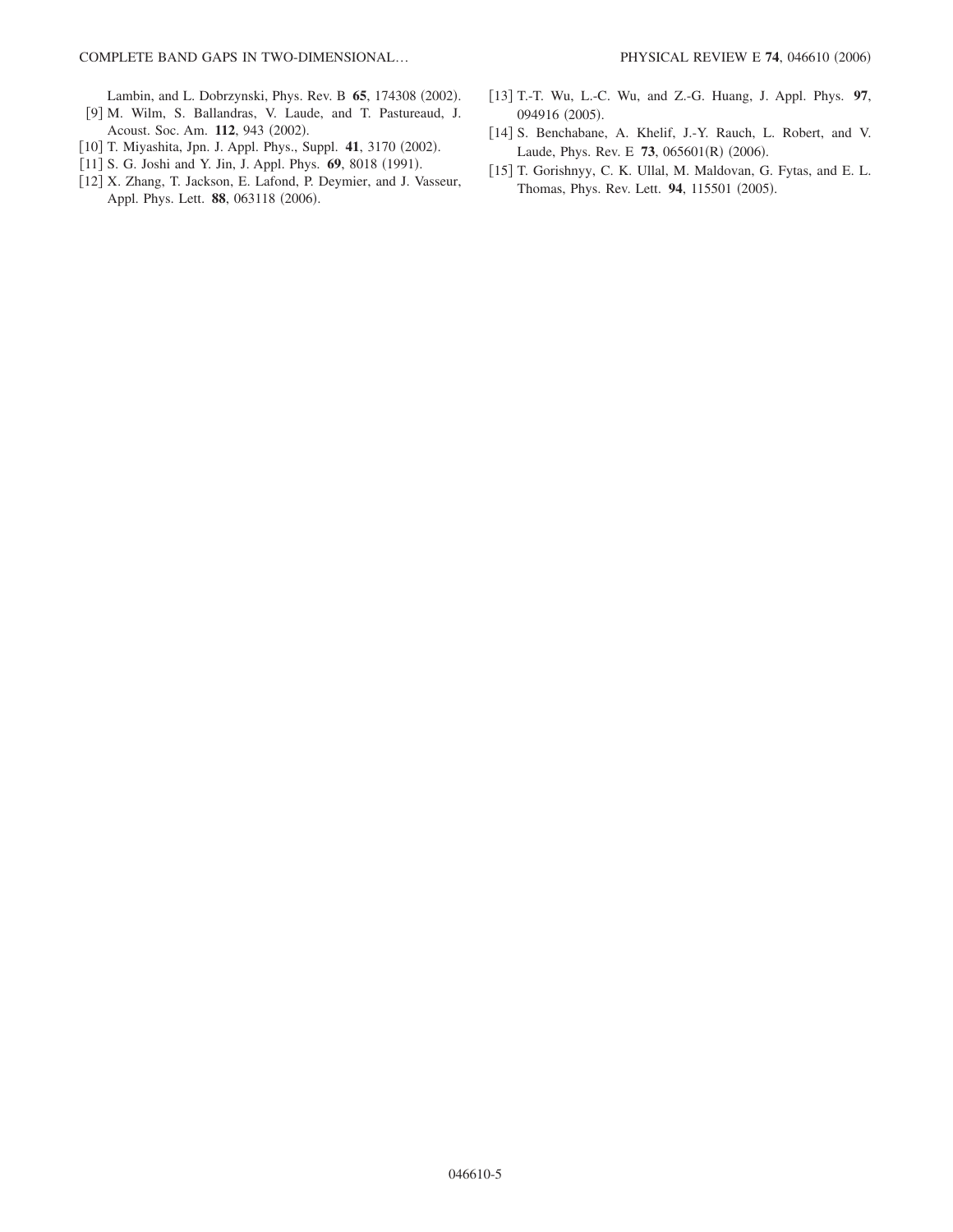Lambin, and L. Dobrzynski, Phys. Rev. B **65**, 174308 (2002).

[9] M. Wilm, S. Ballandras, V. Laude, and T. Pastureaud, J. Acoust. Soc. Am. **112**, 943 (2002).

[10] T. Miyashita, Jpn. J. Appl. Phys., Suppl. **41**, 3170 (2002).

[11] S. G. Joshi and Y. Jin, J. Appl. Phys. **69**, 8018 (1991).

[12] X. Zhang, T. Jackson, E. Lafond, P. Deymier, and J. Vasseur, Appl. Phys. Lett. **88**, 063118 (2006).

[13] T.-T. Wu, L.-C. Wu, and Z.-G. Huang, J. Appl. Phys. **97**, 094916 (2005).

[14] S. Benchabane, A. Khelif, J.-Y. Rauch, L. Robert, and V. Laude, Phys. Rev. E **73**, 065601(R) (2006).

[15] T. Gorishnyy, C. K. Ullal, M. Maldovan, G. Fytas, and E. L. Thomas, Phys. Rev. Lett. **94**, 115501 (2005).